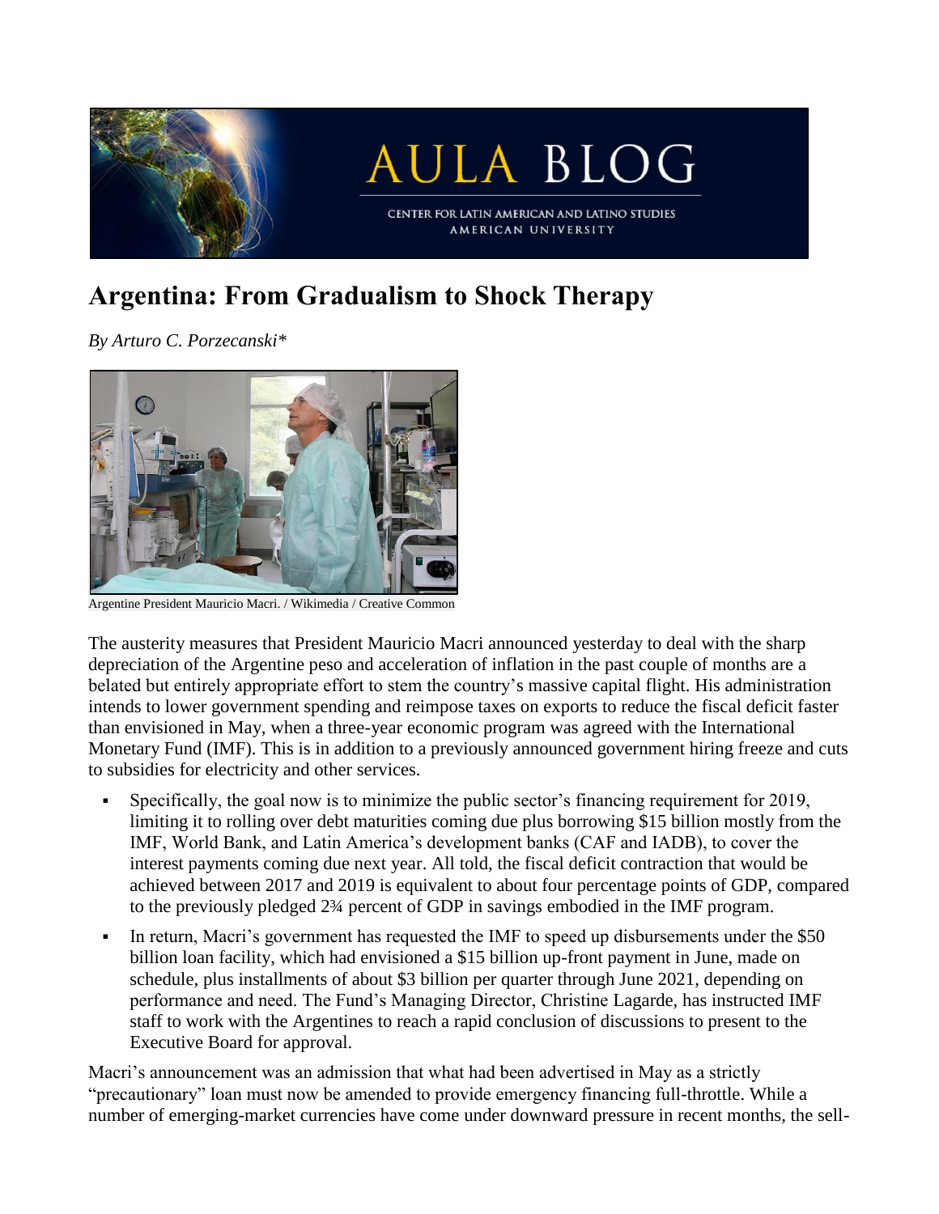# Argentina: From Gradualism to Shock Therapy

*By Arturo C. Porzecanski**

Argentine President Mauricio Macri. / Wikimedia / Creative Common

The austerity measures that President Mauricio Macri announced yesterday to deal with the sharp depreciation of the Argentine peso and acceleration of inflation in the past couple of months are a belated but entirely appropriate effort to stem the country's massive capital flight. His administration intends to lower government spending and reimpose taxes on exports to reduce the fiscal deficit faster than envisioned in May, when a three-year economic program was agreed with the International Monetary Fund (IMF). This is in addition to a previously announced government hiring freeze and cuts to subsidies for electricity and other services.

- Specifically, the goal now is to minimize the public sector's financing requirement for 2019, limiting it to rolling over debt maturities coming due plus borrowing $15 billion mostly from the IMF, World Bank, and Latin America's development banks (CAF and IADB), to cover the interest payments coming due next year. All told, the fiscal deficit contraction that would be achieved between 2017 and 2019 is equivalent to about four percentage points of GDP, compared to the previously pledged 2¾ percent of GDP in savings embodied in the IMF program.
- In return, Macri's government has requested the IMF to speed up disbursements under the $50 billion loan facility, which had envisioned a $15 billion up-front payment in June, made on schedule, plus installments of about $3 billion per quarter through June 2021, depending on performance and need. The Fund's Managing Director, Christine Lagarde, has instructed IMF staff to work with the Argentines to reach a rapid conclusion of discussions to present to the Executive Board for approval.

Macri's announcement was an admission that what had been advertised in May as a strictly "precautionary" loan must now be amended to provide emergency financing full-throttle. While a number of emerging-market currencies have come under downward pressure in recent months, the sell-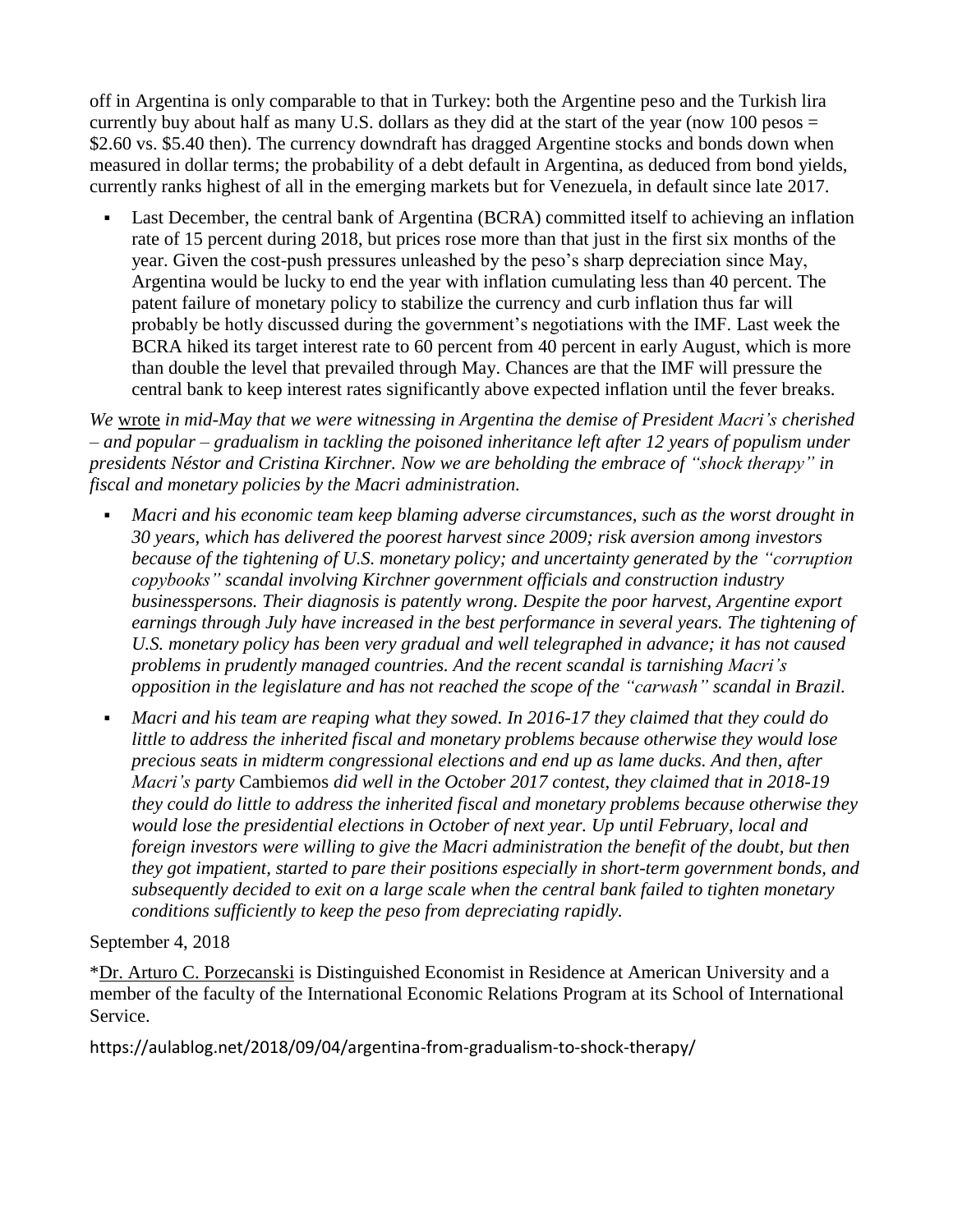off in Argentina is only comparable to that in Turkey: both the Argentine peso and the Turkish lira currently buy about half as many U.S. dollars as they did at the start of the year (now 100 pesos = \$2.60 vs. \$5.40 then). The currency downdraft has dragged Argentine stocks and bonds down when measured in dollar terms; the probability of a debt default in Argentina, as deduced from bond yields, currently ranks highest of all in the emerging markets but for Venezuela, in default since late 2017.

- Last December, the central bank of Argentina (BCRA) committed itself to achieving an inflation rate of 15 percent during 2018, but prices rose more than that just in the first six months of the year. Given the cost-push pressures unleashed by the peso's sharp depreciation since May, Argentina would be lucky to end the year with inflation cumulating less than 40 percent. The patent failure of monetary policy to stabilize the currency and curb inflation thus far will probably be hotly discussed during the government's negotiations with the IMF. Last week the BCRA hiked its target interest rate to 60 percent from 40 percent in early August, which is more than double the level that prevailed through May. Chances are that the IMF will pressure the central bank to keep interest rates significantly above expected inflation until the fever breaks.

*We* wrote *in mid-May that we were witnessing in Argentina the demise of President Macri's cherished – and popular – gradualism in tackling the poisoned inheritance left after 12 years of populism under presidents Néstor and Cristina Kirchner. Now we are beholding the embrace of "shock therapy" in fiscal and monetary policies by the Macri administration.*

- *Macri and his economic team keep blaming adverse circumstances, such as the worst drought in 30 years, which has delivered the poorest harvest since 2009; risk aversion among investors because of the tightening of U.S. monetary policy; and uncertainty generated by the "corruption copybooks" scandal involving Kirchner government officials and construction industry businesspersons. Their diagnosis is patently wrong. Despite the poor harvest, Argentine export earnings through July have increased in the best performance in several years. The tightening of U.S. monetary policy has been very gradual and well telegraphed in advance; it has not caused problems in prudently managed countries. And the recent scandal is tarnishing Macri's opposition in the legislature and has not reached the scope of the "carwash" scandal in Brazil.*
- *Macri and his team are reaping what they sowed. In 2016-17 they claimed that they could do little to address the inherited fiscal and monetary problems because otherwise they would lose precious seats in midterm congressional elections and end up as lame ducks. And then, after Macri's party* Cambiemos *did well in the October 2017 contest, they claimed that in 2018-19 they could do little to address the inherited fiscal and monetary problems because otherwise they would lose the presidential elections in October of next year. Up until February, local and foreign investors were willing to give the Macri administration the benefit of the doubt, but then they got impatient, started to pare their positions especially in short-term government bonds, and subsequently decided to exit on a large scale when the central bank failed to tighten monetary conditions sufficiently to keep the peso from depreciating rapidly.*

September 4, 2018

*Dr. Arturo C. Porzecanski is Distinguished Economist in Residence at American University and a member of the faculty of the International Economic Relations Program at its School of International Service.

https://aulablog.net/2018/09/04/argentina-from-gradualism-to-shock-therapy/